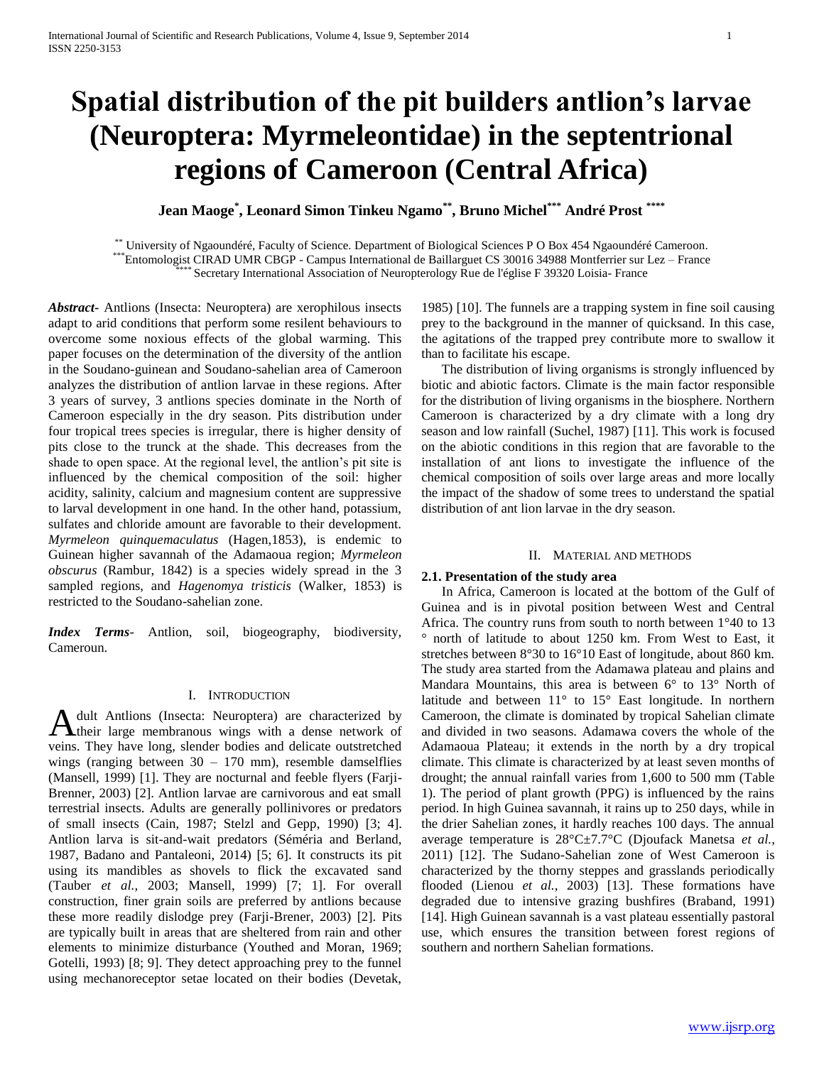# Spatial distribution of the pit builders antlion's larvae (Neuroptera: Myrmeleontidae) in the septentrional regions of Cameroon (Central Africa)

**Jean Maoge[*], Leonard Simon Tinkeu Ngamo[**], Bruno Michel[***] André Prost [****]**

[**] University of Ngaoundéré, Faculty of Science. Department of Biological Sciences P O Box 454 Ngaoundéré Cameroon.
[***] Entomologist CIRAD UMR CBGP - Campus International de Baillarguet CS 30016 34988 Montferrier sur Lez – France
[****] Secretary International Association of Neuropterology Rue de l'église F 39320 Loisia- France

***Abstract-*** Antlions (Insecta: Neuroptera) are xerophilous insects adapt to arid conditions that perform some resilent behaviours to overcome some noxious effects of the global warming. This paper focuses on the determination of the diversity of the antlion in the Soudano-guinean and Soudano-sahelian area of Cameroon analyzes the distribution of antlion larvae in these regions. After 3 years of survey, 3 antlions species dominate in the North of Cameroon especially in the dry season. Pits distribution under four tropical trees species is irregular, there is higher density of pits close to the trunck at the shade. This decreases from the shade to open space. At the regional level, the antlion's pit site is influenced by the chemical composition of the soil: higher acidity, salinity, calcium and magnesium content are suppressive to larval development in one hand. In the other hand, potassium, sulfates and chloride amount are favorable to their development. *Myrmeleon quinquemaculatus* (Hagen,1853), is endemic to Guinean higher savannah of the Adamaoua region; *Myrmeleon obscurus* (Rambur, 1842) is a species widely spread in the 3 sampled regions, and *Hagenomya tristicis* (Walker, 1853) is restricted to the Soudano-sahelian zone.

***Index Terms-*** Antlion, soil, biogeography, biodiversity, Cameroun.

## I. Introduction

Adult Antlions (Insecta: Neuroptera) are characterized by their large membranous wings with a dense network of veins. They have long, slender bodies and delicate outstretched wings (ranging between 30 – 170 mm), resemble damselflies (Mansell, 1999) [1]. They are nocturnal and feeble flyers (Farji-Brenner, 2003) [2]. Antlion larvae are carnivorous and eat small terrestrial insects. Adults are generally pollinivores or predators of small insects (Cain, 1987; Stelzl and Gepp, 1990) [3; 4]. Antlion larva is sit-and-wait predators (Séméria and Berland, 1987, Badano and Pantaleoni, 2014) [5; 6]. It constructs its pit using its mandibles as shovels to flick the excavated sand (Tauber *et al.,* 2003; Mansell, 1999) [7; 1]. For overall construction, finer grain soils are preferred by antlions because these more readily dislodge prey (Farji-Brener, 2003) [2]. Pits are typically built in areas that are sheltered from rain and other elements to minimize disturbance (Youthed and Moran, 1969; Gotelli, 1993) [8; 9]. They detect approaching prey to the funnel using mechanoreceptor setae located on their bodies (Devetak, 1985) [10]. The funnels are a trapping system in fine soil causing prey to the background in the manner of quicksand. In this case, the agitations of the trapped prey contribute more to swallow it than to facilitate his escape.

The distribution of living organisms is strongly influenced by biotic and abiotic factors. Climate is the main factor responsible for the distribution of living organisms in the biosphere. Northern Cameroon is characterized by a dry climate with a long dry season and low rainfall (Suchel, 1987) [11]. This work is focused on the abiotic conditions in this region that are favorable to the installation of ant lions to investigate the influence of the chemical composition of soils over large areas and more locally the impact of the shadow of some trees to understand the spatial distribution of ant lion larvae in the dry season.

## II. Material and methods

### 2.1. Presentation of the study area

In Africa, Cameroon is located at the bottom of the Gulf of Guinea and is in pivotal position between West and Central Africa. The country runs from south to north between 1°40 to 13 ° north of latitude to about 1250 km. From West to East, it stretches between 8°30 to 16°10 East of longitude, about 860 km. The study area started from the Adamawa plateau and plains and Mandara Mountains, this area is between 6° to 13° North of latitude and between 11° to 15° East longitude. In northern Cameroon, the climate is dominated by tropical Sahelian climate and divided in two seasons. Adamawa covers the whole of the Adamaoua Plateau; it extends in the north by a dry tropical climate. This climate is characterized by at least seven months of drought; the annual rainfall varies from 1,600 to 500 mm (Table 1). The period of plant growth (PPG) is influenced by the rains period. In high Guinea savannah, it rains up to 250 days, while in the drier Sahelian zones, it hardly reaches 100 days. The annual average temperature is 28°C±7.7°C (Djoufack Manetsa *et al.,* 2011) [12]. The Sudano-Sahelian zone of West Cameroon is characterized by the thorny steppes and grasslands periodically flooded (Lienou *et al.,* 2003) [13]. These formations have degraded due to intensive grazing bushfires (Braband, 1991) [14]. High Guinean savannah is a vast plateau essentially pastoral use, which ensures the transition between forest regions of southern and northern Sahelian formations.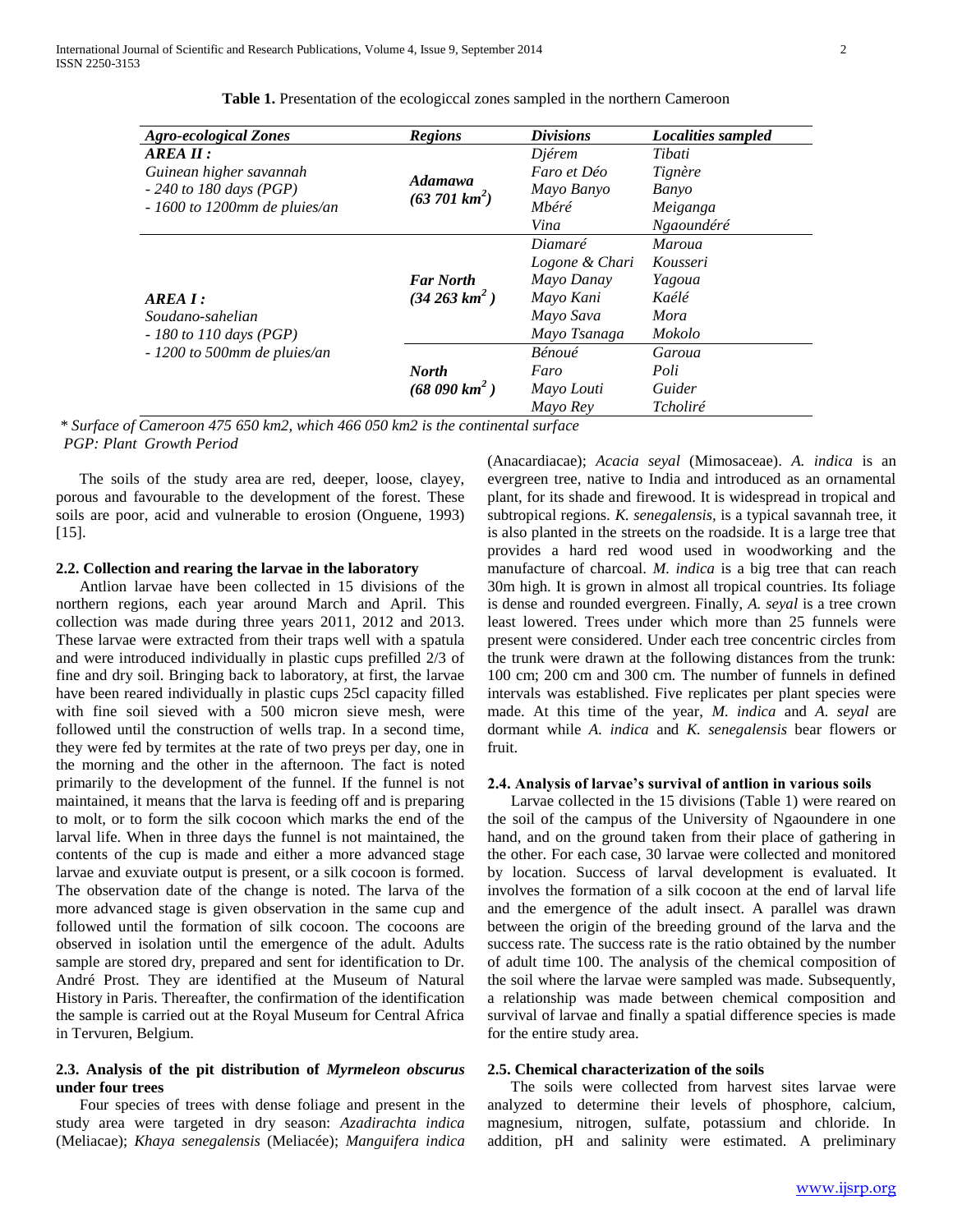**Table 1.** Presentation of the ecologiccal zones sampled in the northern Cameroon

| *Agro-ecological Zones* | *Regions* | *Divisions* | *Localities sampled* |
|---|---|---|---|
| ***AREA II :*** *Guinean higher savannah - 240 to 180 days (PGP) - 1600 to 1200mm de pluies/an* | ***Adamawa*** *(63 701 km²)* | *Djérem* | *Tibati* |
| | | *Faro et Déo* | *Tignère* |
| | | *Mayo Banyo* | *Banyo* |
| | | *Mbéré* | *Meiganga* |
| | | *Vina* | *Ngaoundéré* |
| ***AREA I :*** *Soudano-sahelian - 180 to 110 days (PGP) - 1200 to 500mm de pluies/an* | ***Far North*** *(34 263 km²)* | *Diamaré* | *Maroua* |
| | | *Logone & Chari* | *Kousseri* |
| | | *Mayo Danay* | *Yagoua* |
| | | *Mayo Kani* | *Kaélé* |
| | | *Mayo Sava* | *Mora* |
| | | *Mayo Tsanaga* | *Mokolo* |
| | ***North*** *(68 090 km²)* | *Bénoué* | *Garoua* |
| | | *Faro* | *Poli* |
| | | *Mayo Louti* | *Guider* |
| | | *Mayo Rey* | *Tcholiré* |

*\* Surface of Cameroon 475 650 km2, which 466 050 km2 is the continental surface*
*PGP: Plant Growth Period*

The soils of the study area are red, deeper, loose, clayey, porous and favourable to the development of the forest. These soils are poor, acid and vulnerable to erosion (Onguene, 1993) [15].

#### 2.2. Collection and rearing the larvae in the laboratory

Antlion larvae have been collected in 15 divisions of the northern regions, each year around March and April. This collection was made during three years 2011, 2012 and 2013. These larvae were extracted from their traps well with a spatula and were introduced individually in plastic cups prefilled 2/3 of fine and dry soil. Bringing back to laboratory, at first, the larvae have been reared individually in plastic cups 25cl capacity filled with fine soil sieved with a 500 micron sieve mesh, were followed until the construction of wells trap. In a second time, they were fed by termites at the rate of two preys per day, one in the morning and the other in the afternoon. The fact is noted primarily to the development of the funnel. If the funnel is not maintained, it means that the larva is feeding off and is preparing to molt, or to form the silk cocoon which marks the end of the larval life. When in three days the funnel is not maintained, the contents of the cup is made and either a more advanced stage larvae and exuviate output is present, or a silk cocoon is formed. The observation date of the change is noted. The larva of the more advanced stage is given observation in the same cup and followed until the formation of silk cocoon. The cocoons are observed in isolation until the emergence of the adult. Adults sample are stored dry, prepared and sent for identification to Dr. André Prost. They are identified at the Museum of Natural History in Paris. Thereafter, the confirmation of the identification the sample is carried out at the Royal Museum for Central Africa in Tervuren, Belgium.

#### 2.3. Analysis of the pit distribution of *Myrmeleon obscurus* under four trees

Four species of trees with dense foliage and present in the study area were targeted in dry season: *Azadirachta indica* (Meliacae); *Khaya senegalensis* (Meliacée); *Manguifera indica* (Anacardiacae); *Acacia seyal* (Mimosaceae). *A. indica* is an evergreen tree, native to India and introduced as an ornamental plant, for its shade and firewood. It is widespread in tropical and subtropical regions. *K. senegalensis*, is a typical savannah tree, it is also planted in the streets on the roadside. It is a large tree that provides a hard red wood used in woodworking and the manufacture of charcoal. *M. indica* is a big tree that can reach 30m high. It is grown in almost all tropical countries. Its foliage is dense and rounded evergreen. Finally, *A. seyal* is a tree crown least lowered. Trees under which more than 25 funnels were present were considered. Under each tree concentric circles from the trunk were drawn at the following distances from the trunk: 100 cm; 200 cm and 300 cm. The number of funnels in defined intervals was established. Five replicates per plant species were made. At this time of the year, *M. indica* and *A. seyal* are dormant while *A. indica* and *K. senegalensis* bear flowers or fruit.

#### 2.4. Analysis of larvae's survival of antlion in various soils

Larvae collected in the 15 divisions (Table 1) were reared on the soil of the campus of the University of Ngaoundere in one hand, and on the ground taken from their place of gathering in the other. For each case, 30 larvae were collected and monitored by location. Success of larval development is evaluated. It involves the formation of a silk cocoon at the end of larval life and the emergence of the adult insect. A parallel was drawn between the origin of the breeding ground of the larva and the success rate. The success rate is the ratio obtained by the number of adult time 100. The analysis of the chemical composition of the soil where the larvae were sampled was made. Subsequently, a relationship was made between chemical composition and survival of larvae and finally a spatial difference species is made for the entire study area.

#### 2.5. Chemical characterization of the soils

The soils were collected from harvest sites larvae were analyzed to determine their levels of phosphore, calcium, magnesium, nitrogen, sulfate, potassium and chloride. In addition, pH and salinity were estimated. A preliminary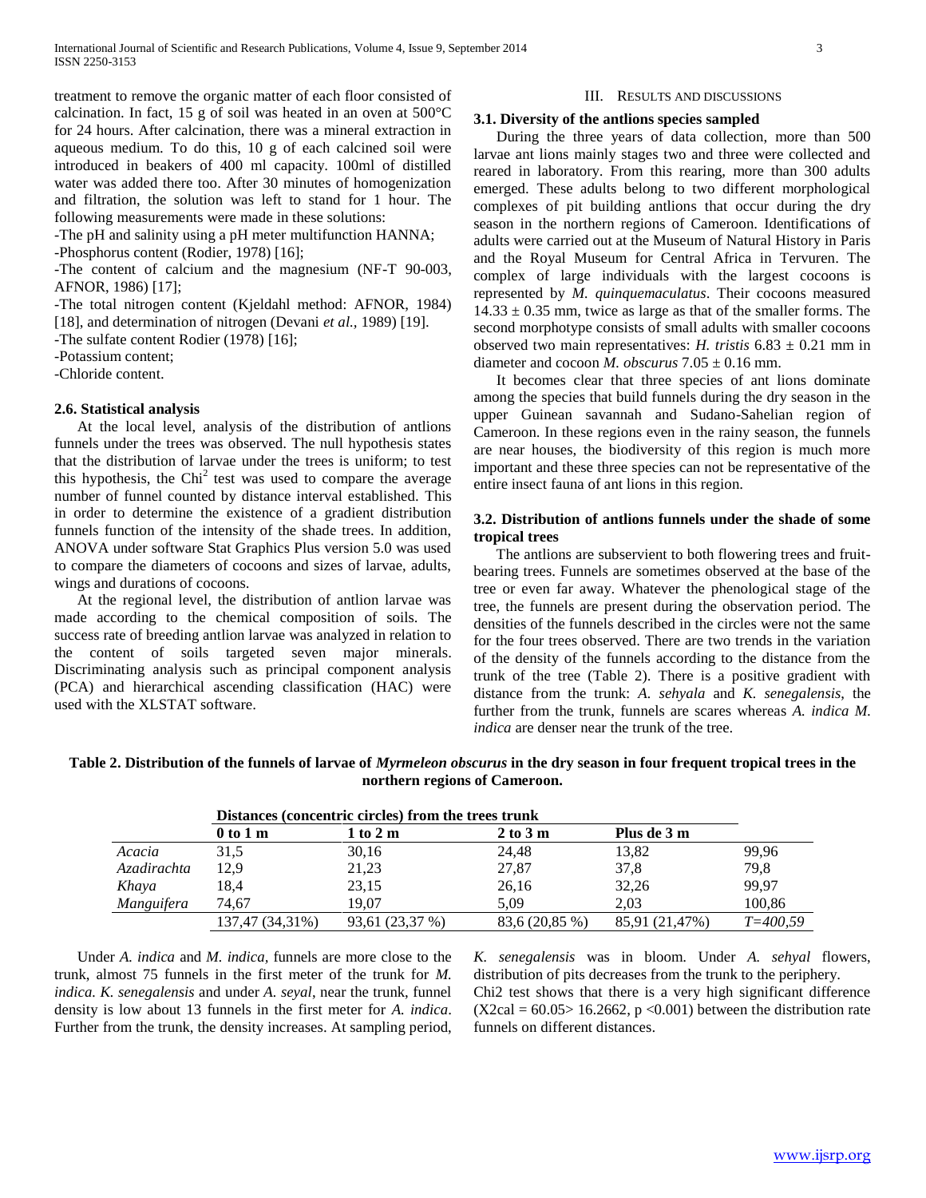treatment to remove the organic matter of each floor consisted of calcination. In fact, 15 g of soil was heated in an oven at 500°C for 24 hours. After calcination, there was a mineral extraction in aqueous medium. To do this, 10 g of each calcined soil were introduced in beakers of 400 ml capacity. 100ml of distilled water was added there too. After 30 minutes of homogenization and filtration, the solution was left to stand for 1 hour. The following measurements were made in these solutions:

-The pH and salinity using a pH meter multifunction HANNA;

-Phosphorus content (Rodier, 1978) [16];

-The content of calcium and the magnesium (NF-T 90-003, AFNOR, 1986) [17];

-The total nitrogen content (Kjeldahl method: AFNOR, 1984) [18], and determination of nitrogen (Devani *et al.,* 1989) [19].

-The sulfate content Rodier (1978) [16];

-Potassium content;

-Chloride content.

### 2.6. Statistical analysis

At the local level, analysis of the distribution of antlions funnels under the trees was observed. The null hypothesis states that the distribution of larvae under the trees is uniform; to test this hypothesis, the $Chi^2$ test was used to compare the average number of funnel counted by distance interval established. This in order to determine the existence of a gradient distribution funnels function of the intensity of the shade trees. In addition, ANOVA under software Stat Graphics Plus version 5.0 was used to compare the diameters of cocoons and sizes of larvae, adults, wings and durations of cocoons.

At the regional level, the distribution of antlion larvae was made according to the chemical composition of soils. The success rate of breeding antlion larvae was analyzed in relation to the content of soils targeted seven major minerals. Discriminating analysis such as principal component analysis (PCA) and hierarchical ascending classification (HAC) were used with the XLSTAT software.

## III. Results and discussions

### 3.1. Diversity of the antlions species sampled

During the three years of data collection, more than 500 larvae ant lions mainly stages two and three were collected and reared in laboratory. From this rearing, more than 300 adults emerged. These adults belong to two different morphological complexes of pit building antlions that occur during the dry season in the northern regions of Cameroon. Identifications of adults were carried out at the Museum of Natural History in Paris and the Royal Museum for Central Africa in Tervuren. The complex of large individuals with the largest cocoons is represented by *M. quinquemaculatus*. Their cocoons measured $14.33 \pm 0.35$ mm, twice as large as that of the smaller forms. The second morphotype consists of small adults with smaller cocoons observed two main representatives: *H. tristis* $6.83 \pm 0.21$ mm in diameter and cocoon *M. obscurus* $7.05 \pm 0.16$ mm.

It becomes clear that three species of ant lions dominate among the species that build funnels during the dry season in the upper Guinean savannah and Sudano-Sahelian region of Cameroon. In these regions even in the rainy season, the funnels are near houses, the biodiversity of this region is much more important and these three species can not be representative of the entire insect fauna of ant lions in this region.

### 3.2. Distribution of antlions funnels under the shade of some tropical trees

The antlions are subservient to both flowering trees and fruit-bearing trees. Funnels are sometimes observed at the base of the tree or even far away. Whatever the phenological stage of the tree, the funnels are present during the observation period. The densities of the funnels described in the circles were not the same for the four trees observed. There are two trends in the variation of the density of the funnels according to the distance from the trunk of the tree (Table 2). There is a positive gradient with distance from the trunk: *A. sehyala* and *K. senegalensis*, the further from the trunk, funnels are scares whereas *A. indica M. indica* are denser near the trunk of the tree.

**Table 2. Distribution of the funnels of larvae of *Myrmeleon obscurus* in the dry season in four frequent tropical trees in the northern regions of Cameroon.**

| | Distances (concentric circles) from the trees trunk | | | | |
|---|---|---|---|---|---|
| | **0 to 1 m** | **1 to 2 m** | **2 to 3 m** | **Plus de 3 m** | |
| *Acacia* | 31,5 | 30,16 | 24,48 | 13,82 | 99,96 |
| *Azadirachta* | 12,9 | 21,23 | 27,87 | 37,8 | 79,8 |
| *Khaya* | 18,4 | 23,15 | 26,16 | 32,26 | 99,97 |
| *Manguifera* | 74,67 | 19,07 | 5,09 | 2,03 | 100,86 |
| | 137,47 (34,31%) | 93,61 (23,37 %) | 83,6 (20,85 %) | 85,91 (21,47%) | *T=400,59* |

Under *A. indica* and *M. indica*, funnels are more close to the trunk, almost 75 funnels in the first meter of the trunk for *M. indica*. *K. senegalensis* and under *A. seyal*, near the trunk, funnel density is low about 13 funnels in the first meter for *A. indica*. Further from the trunk, the density increases. At sampling period, *K. senegalensis* was in bloom. Under *A. sehyal* flowers, distribution of pits decreases from the trunk to the periphery.

Chi2 test shows that there is a very high significant difference ($X2cal = 60.05 > 16.2662$, $p < 0.001$) between the distribution rate funnels on different distances.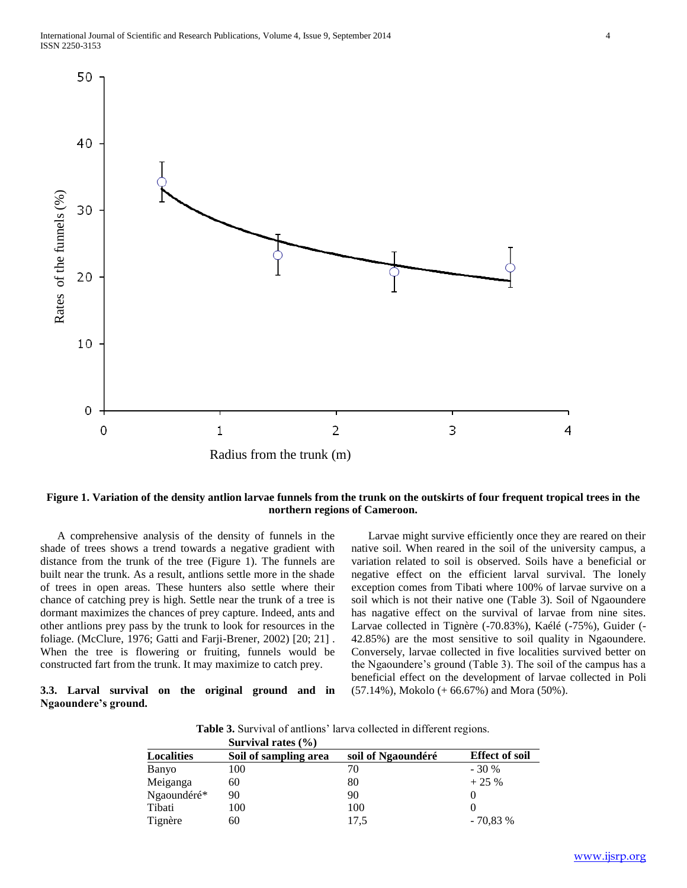**Figure 1. Variation of the density antlion larvae funnels from the trunk on the outskirts of four frequent tropical trees in the northern regions of Cameroon.**

A comprehensive analysis of the density of funnels in the shade of trees shows a trend towards a negative gradient with distance from the trunk of the tree (Figure 1). The funnels are built near the trunk. As a result, antlions settle more in the shade of trees in open areas. These hunters also settle where their chance of catching prey is high. Settle near the trunk of a tree is dormant maximizes the chances of prey capture. Indeed, ants and other antlions prey pass by the trunk to look for resources in the foliage. (McClure, 1976; Gatti and Farji-Brener, 2002) [20; 21] . When the tree is flowering or fruiting, funnels would be constructed fart from the trunk. It may maximize to catch prey.

### 3.3. Larval survival on the original ground and in Ngaoundere's ground.

Larvae might survive efficiently once they are reared on their native soil. When reared in the soil of the university campus, a variation related to soil is observed. Soils have a beneficial or negative effect on the efficient larval survival. The lonely exception comes from Tibati where 100% of larvae survive on a soil which is not their native one (Table 3). Soil of Ngaoundere has nagative effect on the survival of larvae from nine sites. Larvae collected in Tignère (-70.83%), Kaélé (-75%), Guider (-42.85%) are the most sensitive to soil quality in Ngaoundere. Conversely, larvae collected in five localities survived better on the Ngaoundere's ground (Table 3). The soil of the campus has a beneficial effect on the development of larvae collected in Poli (57.14%), Mokolo (+ 66.67%) and Mora (50%).

**Table 3.** Survival of antlions' larva collected in different regions.

| | Survival rates (%) | | |
|---|---|---|---|
| **Localities** | **Soil of sampling area** | **soil of Ngaoundéré** | **Effect of soil** |
| Banyo | 100 | 70 | - 30 % |
| Meiganga | 60 | 80 | + 25 % |
| Ngaoundéré* | 90 | 90 | 0 |
| Tibati | 100 | 100 | 0 |
| Tignère | 60 | 17,5 | - 70,83 % |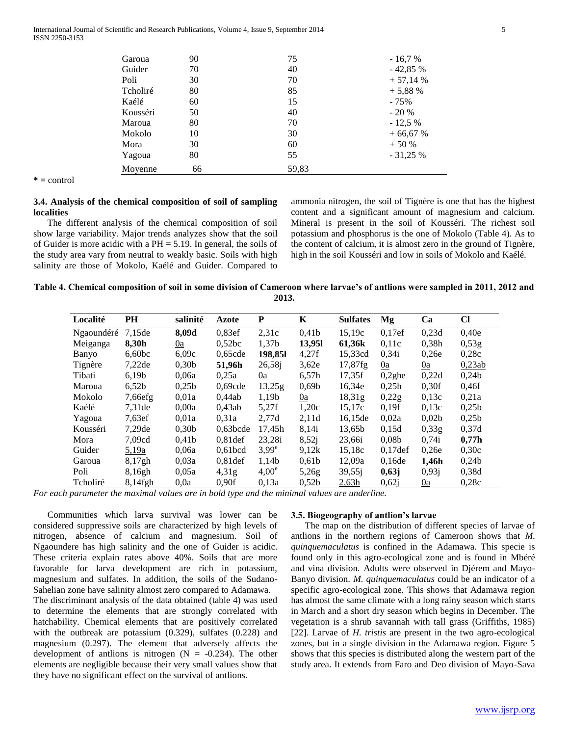| | | | |
|---|---|---|---|
| Garoua | 90 | 75 | - 16,7 % |
| Guider | 70 | 40 | - 42,85 % |
| Poli | 30 | 70 | + 57,14 % |
| Tcholiré | 80 | 85 | + 5,88 % |
| Kaélé | 60 | 15 | - 75% |
| Kousséri | 50 | 40 | - 20 % |
| Maroua | 80 | 70 | - 12,5 % |
| Mokolo | 10 | 30 | + 66,67 % |
| Mora | 30 | 60 | + 50 % |
| Yagoua | 80 | 55 | - 31,25 % |
| Moyenne | 66 | 59,83 | |

* = control

### 3.4. Analysis of the chemical composition of soil of sampling localities

The different analysis of the chemical composition of soil show large variability. Major trends analyzes show that the soil of Guider is more acidic with a PH = 5.19. In general, the soils of the study area vary from neutral to weakly basic. Soils with high salinity are those of Mokolo, Kaélé and Guider. Compared to ammonia nitrogen, the soil of Tignère is one that has the highest content and a significant amount of magnesium and calcium. Mineral is present in the soil of Kousséri. The richest soil potassium and phosphorus is the one of Mokolo (Table 4). As to the content of calcium, it is almost zero in the ground of Tignère, high in the soil Kousséri and low in soils of Mokolo and Kaélé.

**Table 4. Chemical composition of soil in some division of Cameroon where larvae's of antlions were sampled in 2011, 2012 and 2013.**

| Localité | PH | salinité | Azote | P | K | Sulfates | Mg | Ca | Cl |
|---|---|---|---|---|---|---|---|---|---|
| Ngaoundéré | 7,15de | **8,09d** | 0,83ef | 2,31c | 0,41b | 15,19c | 0,17ef | 0,23d | 0,40e |
| Meiganga | **8,30h** | 0a | 0,52bc | 1,37b | **13,95l** | **61,36k** | 0,11c | 0,38h | 0,53g |
| Banyo | 6,60bc | 6,09c | 0,65cde | **198,85l** | 4,27f | 15,33cd | 0,34i | 0,26e | 0,28c |
| Tignère | 7,22de | 0,30b | **51,96h** | 26,58j | 3,62e | 17,87fg | 0a | 0a | 0,23ab |
| Tibati | 6,19b | 0,06a | 0,25a | 0a | 6,57h | 17,35f | 0,2ghe | 0,22d | 0,24b |
| Maroua | 6,52b | 0,25b | 0,69cde | 13,25g | 0,69b | 16,34e | 0,25h | 0,30f | 0,46f |
| Mokolo | 7,66efg | 0,01a | 0,44ab | 1,19b | 0a | 18,31g | 0,22g | 0,13c | 0,21a |
| Kaélé | 7,31de | 0,00a | 0,43ab | 5,27f | 1,20c | 15,17c | 0,19f | 0,13c | 0,25b |
| Yagoua | 7,63ef | 0,01a | 0,31a | 2,77d | 2,11d | 16,15de | 0,02a | 0,02b | 0,25b |
| Kousséri | 7,29de | 0,30b | 0,63bcde | 17,45h | 8,14i | 13,65b | 0,15d | 0,33g | 0,37d |
| Mora | 7,09cd | 0,41b | 0,81def | 23,28i | 8,52j | 23,66i | 0,08b | 0,74i | **0,77h** |
| Guider | 5,19a | 0,06a | 0,61bcd | 3,99[e] | 9,12k | 15,18c | 0,17def | 0,26e | 0,30c |
| Garoua | 8,17gh | 0,03a | 0,81def | 1,14b | 0,61b | 12,09a | 0,16de | **1,46h** | 0,24b |
| Poli | 8,16gh | 0,05a | 4,31g | 4,00[e] | 5,26g | 39,55j | **0,63j** | 0,93j | 0,38d |
| Tcholiré | 8,14fgh | 0,0a | 0,90f | 0,13a | 0,52b | 2,63h | 0,62j | 0a | 0,28c |

*For each parameter the maximal values are in bold type and the minimal values are underline.*

Communities which larva survival was lower can be considered suppressive soils are characterized by high levels of nitrogen, absence of calcium and magnesium. Soil of Ngaoundere has high salinity and the one of Guider is acidic. These criteria explain rates above 40%. Soils that are more favorable for larva development are rich in potassium, magnesium and sulfates. In addition, the soils of the Sudano-Sahelian zone have salinity almost zero compared to Adamawa.

The discriminant analysis of the data obtained (table 4) was used to determine the elements that are strongly correlated with hatchability. Chemical elements that are positively correlated with the outbreak are potassium (0.329), sulfates (0.228) and magnesium (0.297). The element that adversely affects the development of antlions is nitrogen (N = -0.234). The other elements are negligible because their very small values show that they have no significant effect on the survival of antlions.

### 3.5. Biogeography of antlion's larvae

The map on the distribution of different species of larvae of antlions in the northern regions of Cameroon shows that *M. quinquemaculatus* is confined in the Adamawa. This specie is found only in this agro-ecological zone and is found in Mbéré and vina division. Adults were observed in Djérem and Mayo-Banyo division. *M. quinquemaculatus* could be an indicator of a specific agro-ecological zone. This shows that Adamawa region has almost the same climate with a long rainy season which starts in March and a short dry season which begins in December. The vegetation is a shrub savannah with tall grass (Griffiths, 1985) [22]. Larvae of *H. tristis* are present in the two agro-ecological zones, but in a single division in the Adamawa region. Figure 5 shows that this species is distributed along the western part of the study area. It extends from Faro and Deo division of Mayo-Sava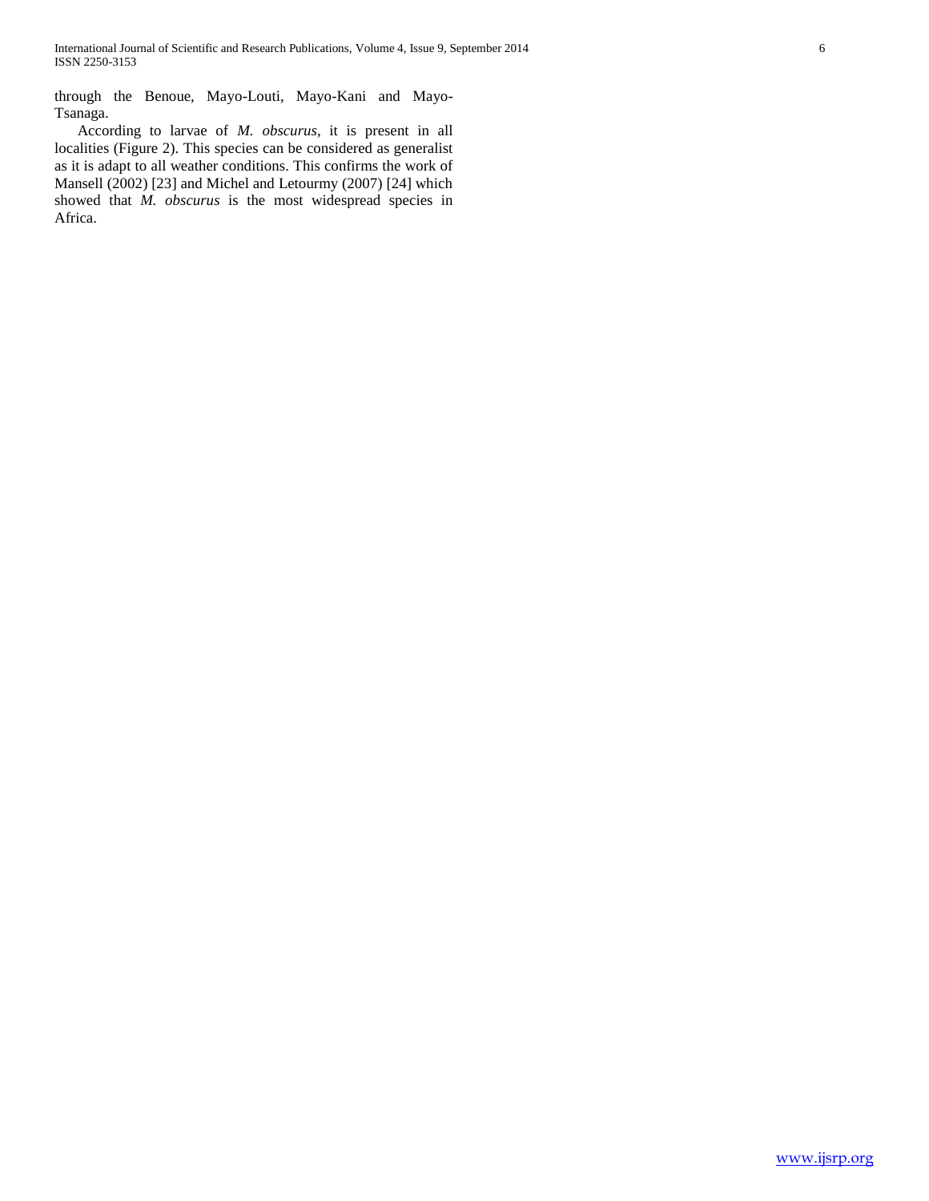through the Benoue, Mayo-Louti, Mayo-Kani and Mayo-Tsanaga.

According to larvae of *M. obscurus*, it is present in all localities (Figure 2). This species can be considered as generalist as it is adapt to all weather conditions. This confirms the work of Mansell (2002) [23] and Michel and Letourmy (2007) [24] which showed that *M. obscurus* is the most widespread species in Africa.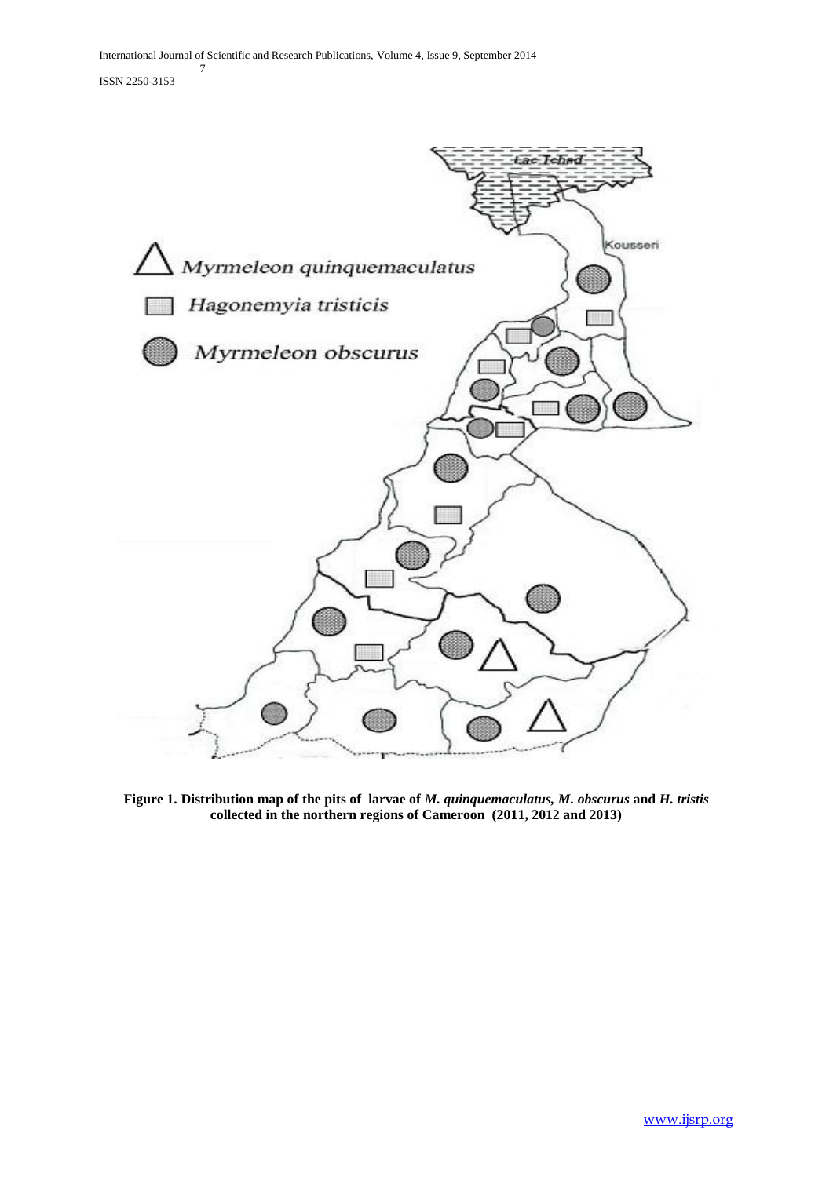**Figure 1. Distribution map of the pits of larvae of *M. quinquemaculatus, M. obscurus* and *H. tristis* collected in the northern regions of Cameroon (2011, 2012 and 2013)**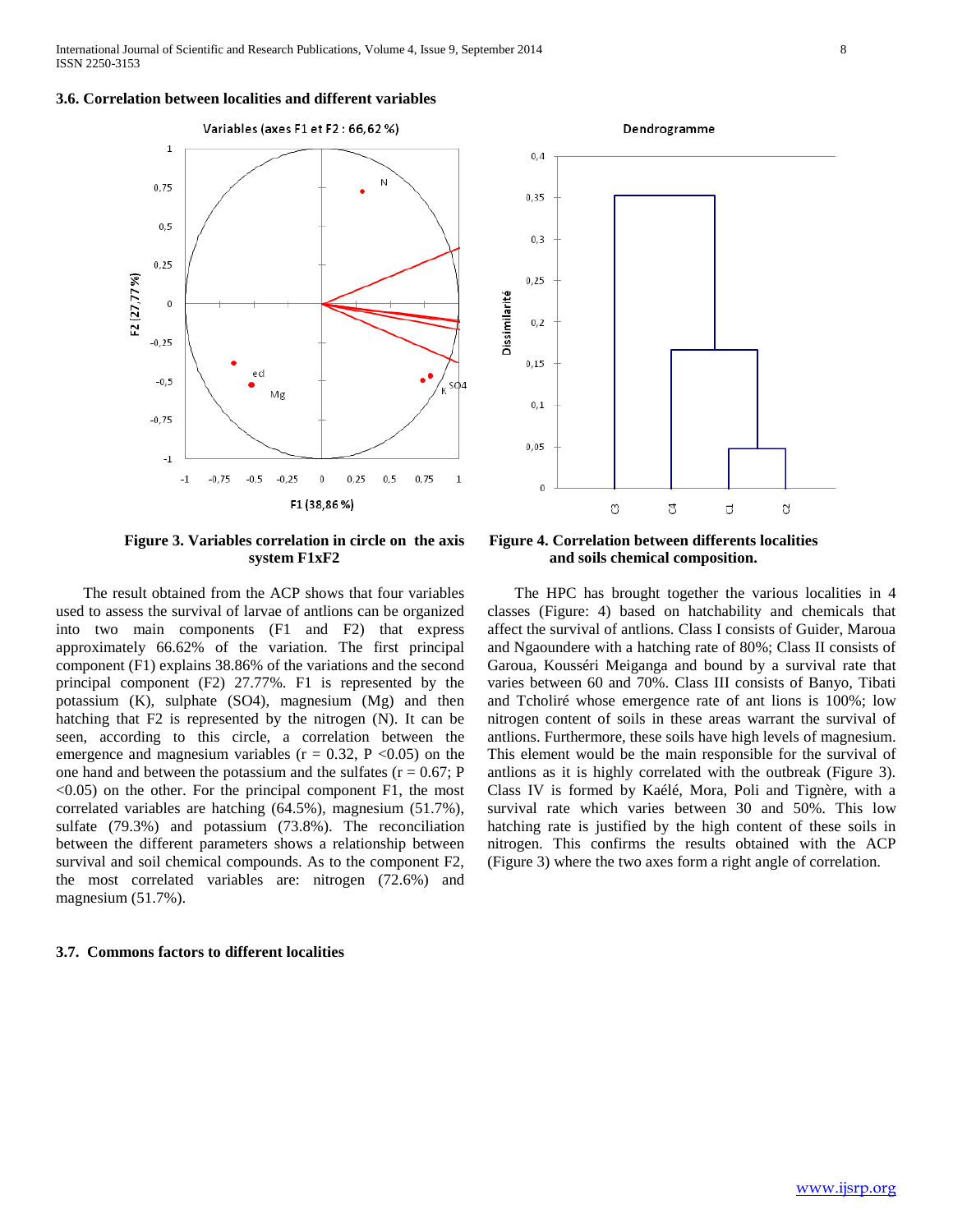### 3.6. Correlation between localities and different variables

**Figure 3. Variables correlation in circle on the axis system F1xF2**

**Figure 4. Correlation between differents localities and soils chemical composition.**

The result obtained from the ACP shows that four variables used to assess the survival of larvae of antlions can be organized into two main components (F1 and F2) that express approximately 66.62% of the variation. The first principal component (F1) explains 38.86% of the variations and the second principal component (F2) 27.77%. F1 is represented by the potassium (K), sulphate (SO4), magnesium (Mg) and then hatching that F2 is represented by the nitrogen (N). It can be seen, according to this circle, a correlation between the emergence and magnesium variables ($r = 0.32$, $P < 0.05$) on the one hand and between the potassium and the sulfates ($r = 0.67$; $P < 0.05$) on the other. For the principal component F1, the most correlated variables are hatching (64.5%), magnesium (51.7%), sulfate (79.3%) and potassium (73.8%). The reconciliation between the different parameters shows a relationship between survival and soil chemical compounds. As to the component F2, the most correlated variables are: nitrogen (72.6%) and magnesium (51.7%).

The HPC has brought together the various localities in 4 classes (Figure: 4) based on hatchability and chemicals that affect the survival of antlions. Class I consists of Guider, Maroua and Ngaoundere with a hatching rate of 80%; Class II consists of Garoua, Kousséri Meiganga and bound by a survival rate that varies between 60 and 70%. Class III consists of Banyo, Tibati and Tcholiré whose emergence rate of ant lions is 100%; low nitrogen content of soils in these areas warrant the survival of antlions. Furthermore, these soils have high levels of magnesium. This element would be the main responsible for the survival of antlions as it is highly correlated with the outbreak (Figure 3). Class IV is formed by Kaélé, Mora, Poli and Tignère, with a survival rate which varies between 30 and 50%. This low hatching rate is justified by the high content of these soils in nitrogen. This confirms the results obtained with the ACP (Figure 3) where the two axes form a right angle of correlation.

### 3.7. Commons factors to different localities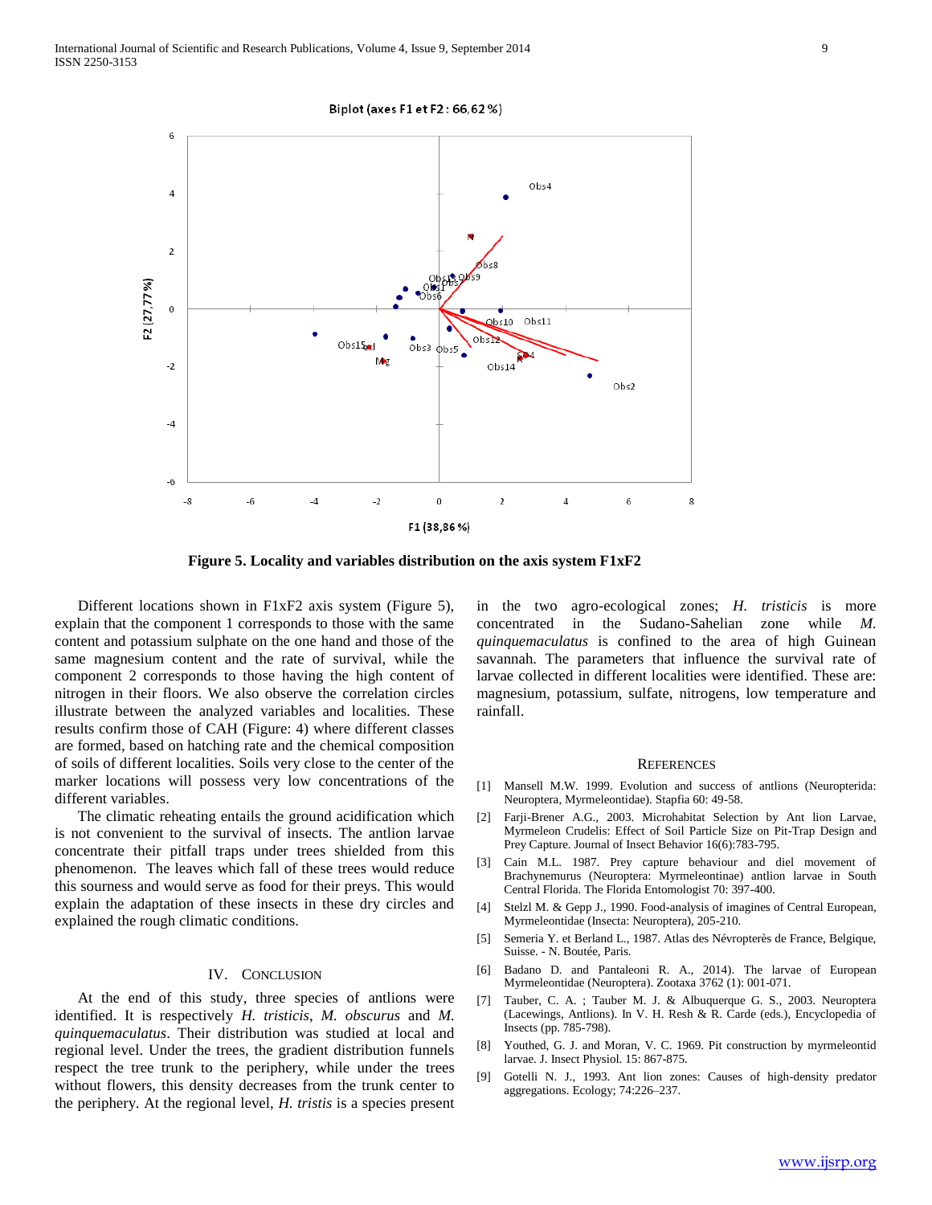Biplot (axes F1 et F2 : 66,62 %)

**Figure 5. Locality and variables distribution on the axis system F1xF2**

Different locations shown in F1xF2 axis system (Figure 5), explain that the component 1 corresponds to those with the same content and potassium sulphate on the one hand and those of the same magnesium content and the rate of survival, while the component 2 corresponds to those having the high content of nitrogen in their floors. We also observe the correlation circles illustrate between the analyzed variables and localities. These results confirm those of CAH (Figure: 4) where different classes are formed, based on hatching rate and the chemical composition of soils of different localities. Soils very close to the center of the marker locations will possess very low concentrations of the different variables.

The climatic reheating entails the ground acidification which is not convenient to the survival of insects. The antlion larvae concentrate their pitfall traps under trees shielded from this phenomenon. The leaves which fall of these trees would reduce this sourness and would serve as food for their preys. This would explain the adaptation of these insects in these dry circles and explained the rough climatic conditions.

## IV. Conclusion

At the end of this study, three species of antlions were identified. It is respectively *H. tristicis*, *M. obscurus* and *M. quinquemaculatus*. Their distribution was studied at local and regional level. Under the trees, the gradient distribution funnels respect the tree trunk to the periphery, while under the trees without flowers, this density decreases from the trunk center to the periphery. At the regional level, *H. tristis* is a species present in the two agro-ecological zones; *H. tristicis* is more concentrated in the Sudano-Sahelian zone while *M. quinquemaculatus* is confined to the area of high Guinean savannah. The parameters that influence the survival rate of larvae collected in different localities were identified. These are: magnesium, potassium, sulfate, nitrogens, low temperature and rainfall.

## References

[1] Mansell M.W. 1999. Evolution and success of antlions (Neuropterida: Neuroptera, Myrmeleontidae). Stapfia 60: 49-58.

[2] Farji-Brener A.G., 2003. Microhabitat Selection by Ant lion Larvae, Myrmeleon Crudelis: Effect of Soil Particle Size on Pit-Trap Design and Prey Capture. Journal of Insect Behavior 16(6):783-795.

[3] Cain M.L. 1987. Prey capture behaviour and diel movement of Brachynemurus (Neuroptera: Myrmeleontinae) antlion larvae in South Central Florida. The Florida Entomologist 70: 397-400.

[4] Stelzl M. & Gepp J., 1990. Food-analysis of imagines of Central European, Myrmeleontidae (Insecta: Neuroptera), 205-210.

[5] Semeria Y. et Berland L., 1987. Atlas des Névroptères de France, Belgique, Suisse. - N. Boutée, Paris.

[6] Badano D. and Pantaleoni R. A., 2014). The larvae of European Myrmeleontidae (Neuroptera). Zootaxa 3762 (1): 001-071.

[7] Tauber, C. A. ; Tauber M. J. & Albuquerque G. S., 2003. Neuroptera (Lacewings, Antlions). In V. H. Resh & R. Carde (eds.), Encyclopedia of Insects (pp. 785-798).

[8] Youthed, G. J. and Moran, V. C. 1969. Pit construction by myrmeleontid larvae. J. Insect Physiol. 15: 867-875.

[9] Gotelli N. J., 1993. Ant lion zones: Causes of high-density predator aggregations. Ecology; 74:226–237.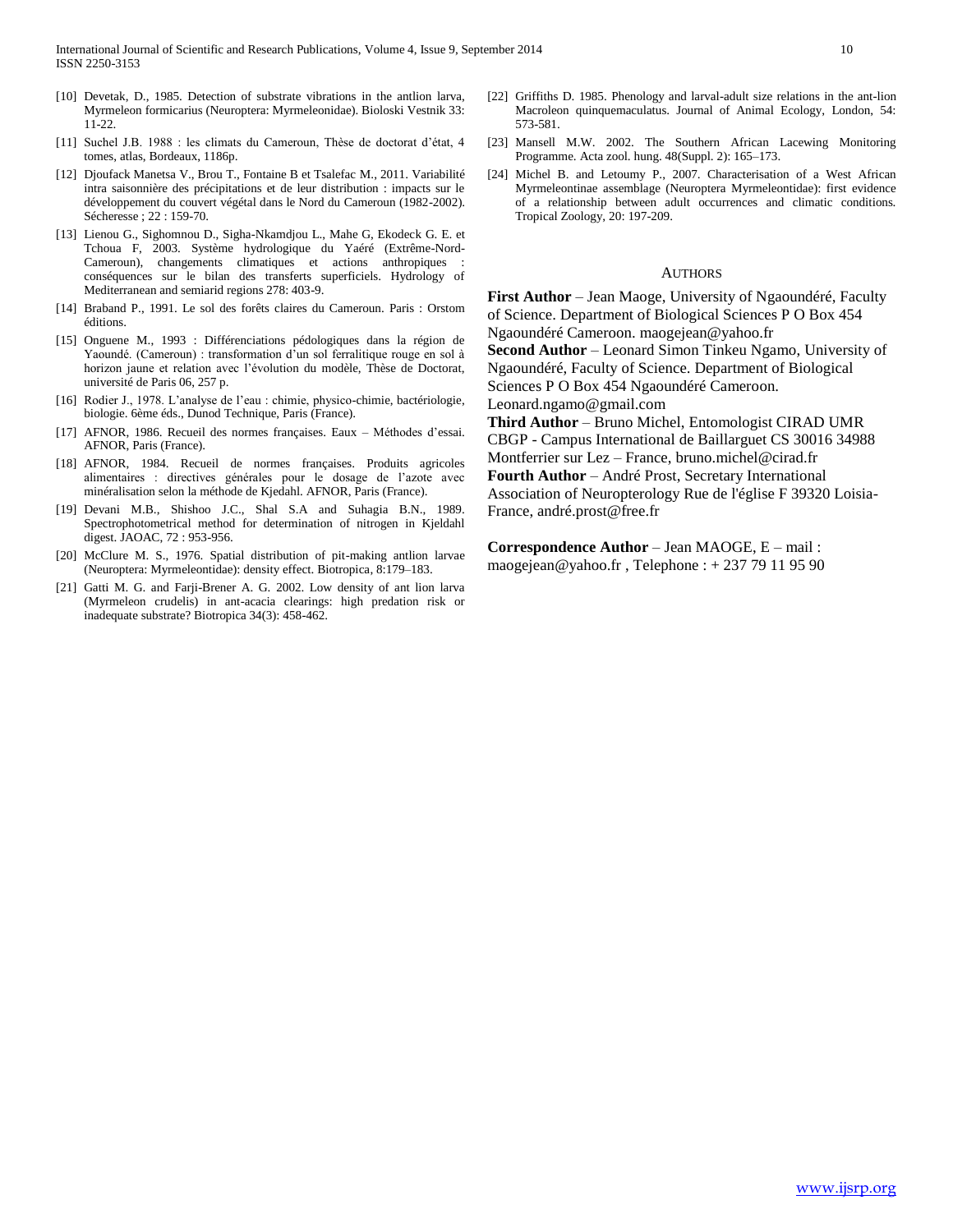[10] Devetak, D., 1985. Detection of substrate vibrations in the antlion larva, Myrmeleon formicarius (Neuroptera: Myrmeleonidae). Bioloski Vestnik 33: 11-22.

[11] Suchel J.B. 1988 : les climats du Cameroun, Thèse de doctorat d'état, 4 tomes, atlas, Bordeaux, 1186p.

[12] Djoufack Manetsa V., Brou T., Fontaine B et Tsalefac M., 2011. Variabilité intra saisonnière des précipitations et de leur distribution : impacts sur le développement du couvert végétal dans le Nord du Cameroun (1982-2002). Sécheresse ; 22 : 159-70.

[13] Lienou G., Sighomnou D., Sigha-Nkamdjou L., Mahe G, Ekodeck G. E. et Tchoua F, 2003. Système hydrologique du Yaéré (Extrême-Nord-Cameroun), changements climatiques et actions anthropiques : conséquences sur le bilan des transferts superficiels. Hydrology of Mediterranean and semiarid regions 278: 403-9.

[14] Braband P., 1991. Le sol des forêts claires du Cameroun. Paris : Orstom éditions.

[15] Onguene M., 1993 : Différenciations pédologiques dans la région de Yaoundé. (Cameroun) : transformation d'un sol ferralitique rouge en sol à horizon jaune et relation avec l'évolution du modèle, Thèse de Doctorat, université de Paris 06, 257 p.

[16] Rodier J., 1978. L'analyse de l'eau : chimie, physico-chimie, bactériologie, biologie. 6ème éds., Dunod Technique, Paris (France).

[17] AFNOR, 1986. Recueil des normes françaises. Eaux – Méthodes d'essai. AFNOR, Paris (France).

[18] AFNOR, 1984. Recueil de normes françaises. Produits agricoles alimentaires : directives générales pour le dosage de l'azote avec minéralisation selon la méthode de Kjedahl. AFNOR, Paris (France).

[19] Devani M.B., Shishoo J.C., Shal S.A and Suhagia B.N., 1989. Spectrophotometrical method for determination of nitrogen in Kjeldahl digest. JAOAC, 72 : 953-956.

[20] McClure M. S., 1976. Spatial distribution of pit-making antlion larvae (Neuroptera: Myrmeleontidae): density effect. Biotropica, 8:179–183.

[21] Gatti M. G. and Farji-Brener A. G. 2002. Low density of ant lion larva (Myrmeleon crudelis) in ant-acacia clearings: high predation risk or inadequate substrate? Biotropica 34(3): 458-462.

[22] Griffiths D. 1985. Phenology and larval-adult size relations in the ant-lion Macroleon quinquemaculatus. Journal of Animal Ecology, London, 54: 573-581.

[23] Mansell M.W. 2002. The Southern African Lacewing Monitoring Programme. Acta zool. hung. 48(Suppl. 2): 165–173.

[24] Michel B. and Letoumy P., 2007. Characterisation of a West African Myrmeleontinae assemblage (Neuroptera Myrmeleontidae): first evidence of a relationship between adult occurrences and climatic conditions. Tropical Zoology, 20: 197-209.

## AUTHORS

**First Author** – Jean Maoge, University of Ngaoundéré, Faculty of Science. Department of Biological Sciences P O Box 454 Ngaoundéré Cameroon. maogejean@yahoo.fr

**Second Author** – Leonard Simon Tinkeu Ngamo, University of Ngaoundéré, Faculty of Science. Department of Biological Sciences P O Box 454 Ngaoundéré Cameroon. Leonard.ngamo@gmail.com

**Third Author** – Bruno Michel, Entomologist CIRAD UMR CBGP - Campus International de Baillarguet CS 30016 34988 Montferrier sur Lez – France, bruno.michel@cirad.fr

**Fourth Author** – André Prost, Secretary International Association of Neuropterology Rue de l'église F 39320 Loisia-France, andré.prost@free.fr

**Correspondence Author** – Jean MAOGE, E – mail : maogejean@yahoo.fr , Telephone : + 237 79 11 95 90